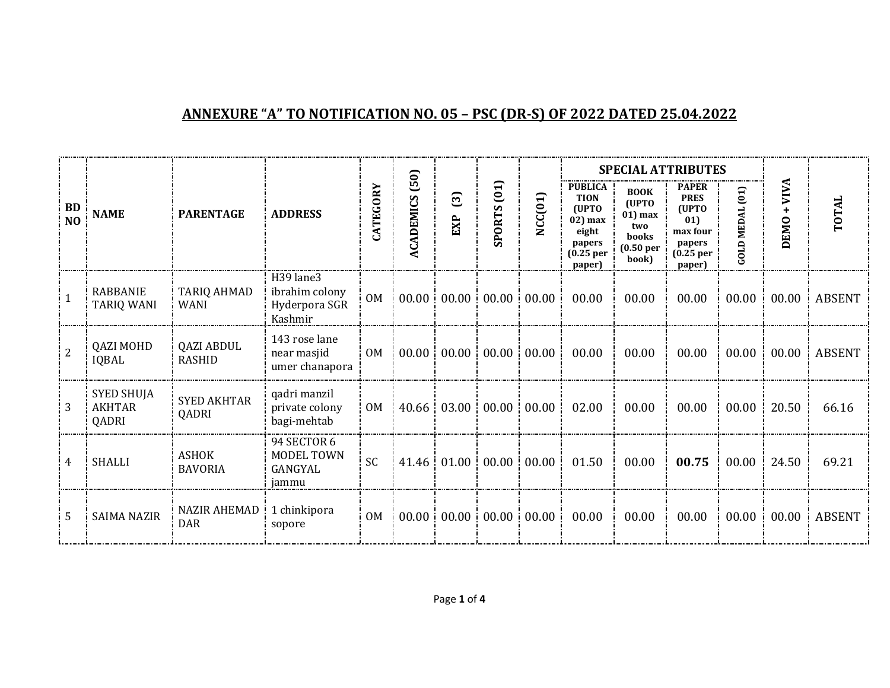## ANNEXURE "A" TO NOTIFICATION NO. 05 – PSC (DR-S) OF 2022 DATED 25.04.2022

| BD NO | NAME | PARENTAGE | ADDRESS | CATEGORY | ACADEMICS (50) | EXP (3) | SPORTS (01) | NCC(01) | SPECIAL ATTRIBUTES | | | | DEMO + VIVA | TOTAL |
|---|---|---|---|---|---|---|---|---|---|---|---|---|---|---|
| | | | | | | | | | PUBLICATION (UPTO 02) max eight papers (0.25 per paper) | BOOK (UPTO 01) max two books (0.50 per book) | PAPER PRES (UPTO 01) max four papers (0.25 per paper) | GOLD MEDAL (01) | | |
| 1 | RABBANIE TARIQ WANI | TARIQ AHMAD WANI | H39 lane3 ibrahim colony Hyderpora SGR Kashmir | OM | 00.00 | 00.00 | 00.00 | 00.00 | 00.00 | 00.00 | 00.00 | 00.00 | 00.00 | ABSENT |
| 2 | QAZI MOHD IQBAL | QAZI ABDUL RASHID | 143 rose lane near masjid umer chanapora | OM | 00.00 | 00.00 | 00.00 | 00.00 | 00.00 | 00.00 | 00.00 | 00.00 | 00.00 | ABSENT |
| 3 | SYED SHUJA AKHTAR QADRI | SYED AKHTAR QADRI | qadri manzil private colony bagi-mehtab | OM | 40.66 | 03.00 | 00.00 | 00.00 | 02.00 | 00.00 | 00.00 | 00.00 | 20.50 | 66.16 |
| 4 | SHALLI | ASHOK BAVORIA | 94 SECTOR 6 MODEL TOWN GANGYAL jammu | SC | 41.46 | 01.00 | 00.00 | 00.00 | 01.50 | 00.00 | **00.75** | 00.00 | 24.50 | 69.21 |
| 5 | SAIMA NAZIR | NAZIR AHEMAD DAR | 1 chinkipora sopore | OM | 00.00 | 00.00 | 00.00 | 00.00 | 00.00 | 00.00 | 00.00 | 00.00 | 00.00 | ABSENT |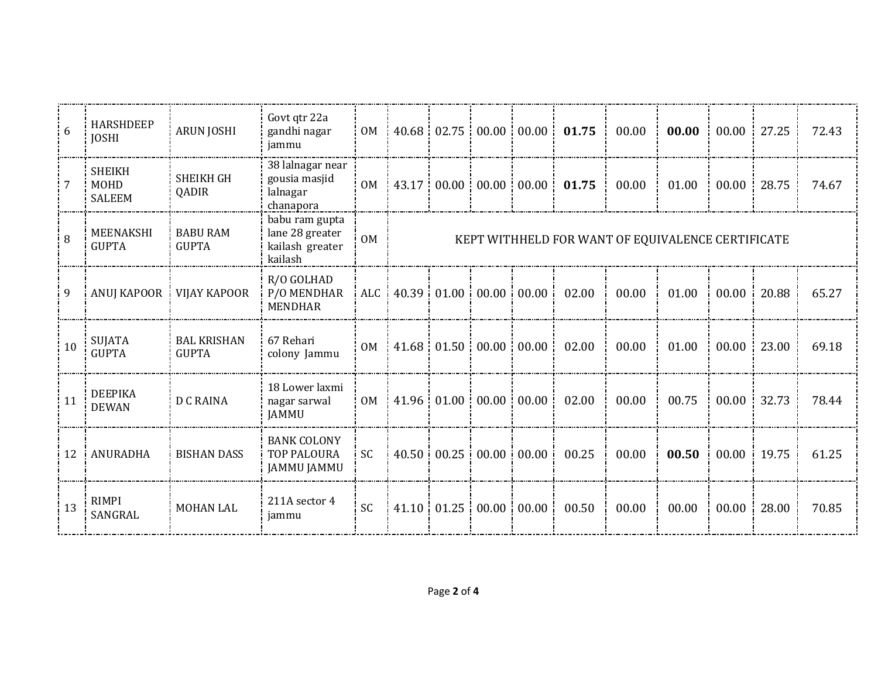| | | | | | | | | | | | | | | |
|---|---|---|---|---|---|---|---|---|---|---|---|---|---|---|
| 6 | HARSHDEEP JOSHI | ARUN JOSHI | Govt qtr 22a gandhi nagar jammu | OM | 40.68 | 02.75 | 00.00 | 00.00 | **01.75** | 00.00 | **00.00** | 00.00 | 27.25 | 72.43 |
| 7 | SHEIKH MOHD SALEEM | SHEIKH GH QADIR | 38 lalnagar near gousia masjid lalnagar chanapora | OM | 43.17 | 00.00 | 00.00 | 00.00 | **01.75** | 00.00 | 01.00 | 00.00 | 28.75 | 74.67 |
| 8 | MEENAKSHI GUPTA | BABU RAM GUPTA | babu ram gupta lane 28 greater kailash greater kailash | OM | KEPT WITHHELD FOR WANT OF EQUIVALENCE CERTIFICATE | | | | | | | | | |
| 9 | ANUJ KAPOOR | VIJAY KAPOOR | R/O GOLHAD P/O MENDHAR MENDHAR | ALC | 40.39 | 01.00 | 00.00 | 00.00 | 02.00 | 00.00 | 01.00 | 00.00 | 20.88 | 65.27 |
| 10 | SUJATA GUPTA | BAL KRISHAN GUPTA | 67 Rehari colony Jammu | OM | 41.68 | 01.50 | 00.00 | 00.00 | 02.00 | 00.00 | 01.00 | 00.00 | 23.00 | 69.18 |
| 11 | DEEPIKA DEWAN | D C RAINA | 18 Lower laxmi nagar sarwal JAMMU | OM | 41.96 | 01.00 | 00.00 | 00.00 | 02.00 | 00.00 | 00.75 | 00.00 | 32.73 | 78.44 |
| 12 | ANURADHA | BISHAN DASS | BANK COLONY TOP PALOURA JAMMU JAMMU | SC | 40.50 | 00.25 | 00.00 | 00.00 | 00.25 | 00.00 | **00.50** | 00.00 | 19.75 | 61.25 |
| 13 | RIMPI SANGRAL | MOHAN LAL | 211A sector 4 jammu | SC | 41.10 | 01.25 | 00.00 | 00.00 | 00.50 | 00.00 | 00.00 | 00.00 | 28.00 | 70.85 |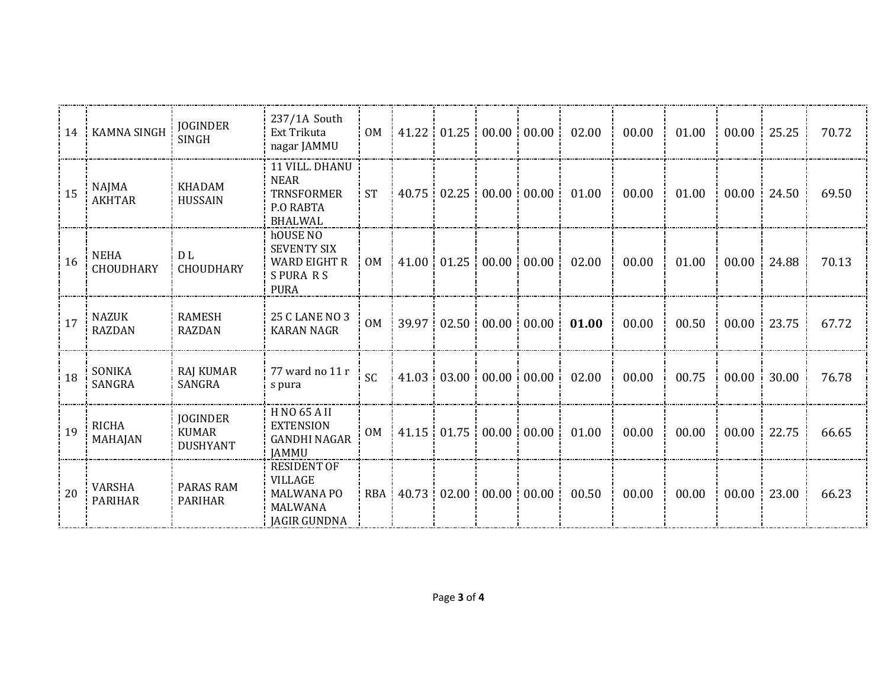| | | | | | | | | | | | | | | |
|---|---|---|---|---|---|---|---|---|---|---|---|---|---|---|
| 14 | KAMNA SINGH | JOGINDER SINGH | 237/1A South Ext Trikuta nagar JAMMU | OM | 41.22 | 01.25 | 00.00 | 00.00 | 02.00 | 00.00 | 01.00 | 00.00 | 25.25 | 70.72 |
| 15 | NAJMA AKHTAR | KHADAM HUSSAIN | 11 VILL. DHANU NEAR TRNSFORMER P.O RABTA BHALWAL | ST | 40.75 | 02.25 | 00.00 | 00.00 | 01.00 | 00.00 | 01.00 | 00.00 | 24.50 | 69.50 |
| 16 | NEHA CHOUDHARY | D L CHOUDHARY | hOUSE NO SEVENTY SIX WARD EIGHT R S PURA R S PURA | OM | 41.00 | 01.25 | 00.00 | 00.00 | 02.00 | 00.00 | 01.00 | 00.00 | 24.88 | 70.13 |
| 17 | NAZUK RAZDAN | RAMESH RAZDAN | 25 C LANE NO 3 KARAN NAGR | OM | 39.97 | 02.50 | 00.00 | 00.00 | **01.00** | 00.00 | 00.50 | 00.00 | 23.75 | 67.72 |
| 18 | SONIKA SANGRA | RAJ KUMAR SANGRA | 77 ward no 11 r s pura | SC | 41.03 | 03.00 | 00.00 | 00.00 | 02.00 | 00.00 | 00.75 | 00.00 | 30.00 | 76.78 |
| 19 | RICHA MAHAJAN | JOGINDER KUMAR DUSHYANT | H NO 65 A II EXTENSION GANDHI NAGAR JAMMU | OM | 41.15 | 01.75 | 00.00 | 00.00 | 01.00 | 00.00 | 00.00 | 00.00 | 22.75 | 66.65 |
| 20 | VARSHA PARIHAR | PARAS RAM PARIHAR | RESIDENT OF VILLAGE MALWANA PO MALWANA JAGIR GUNDNA | RBA | 40.73 | 02.00 | 00.00 | 00.00 | 00.50 | 00.00 | 00.00 | 00.00 | 23.00 | 66.23 |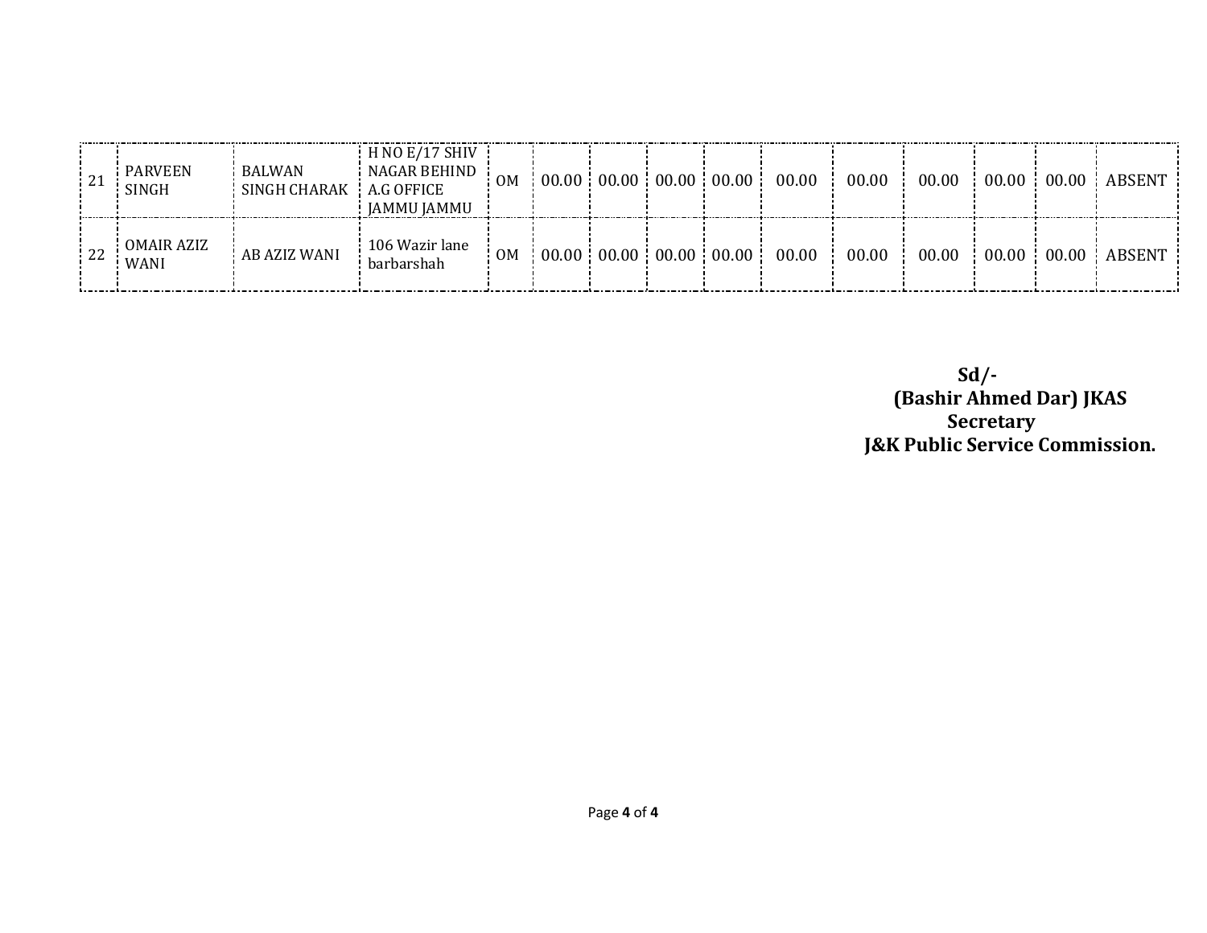| | | | | | | | | | | | | | | |
|---|---|---|---|---|---|---|---|---|---|---|---|---|---|---|
| 21 | PARVEEN SINGH | BALWAN SINGH CHARAK | H NO E/17 SHIV NAGAR BEHIND A.G OFFICE JAMMU JAMMU | OM | 00.00 | 00.00 | 00.00 | 00.00 | 00.00 | 00.00 | 00.00 | 00.00 | 00.00 | ABSENT |
| 22 | OMAIR AZIZ WANI | AB AZIZ WANI | 106 Wazir lane barbarshah | OM | 00.00 | 00.00 | 00.00 | 00.00 | 00.00 | 00.00 | 00.00 | 00.00 | 00.00 | ABSENT |

**Sd/-**
**(Bashir Ahmed Dar) JKAS**
**Secretary**
**J&K Public Service Commission.**